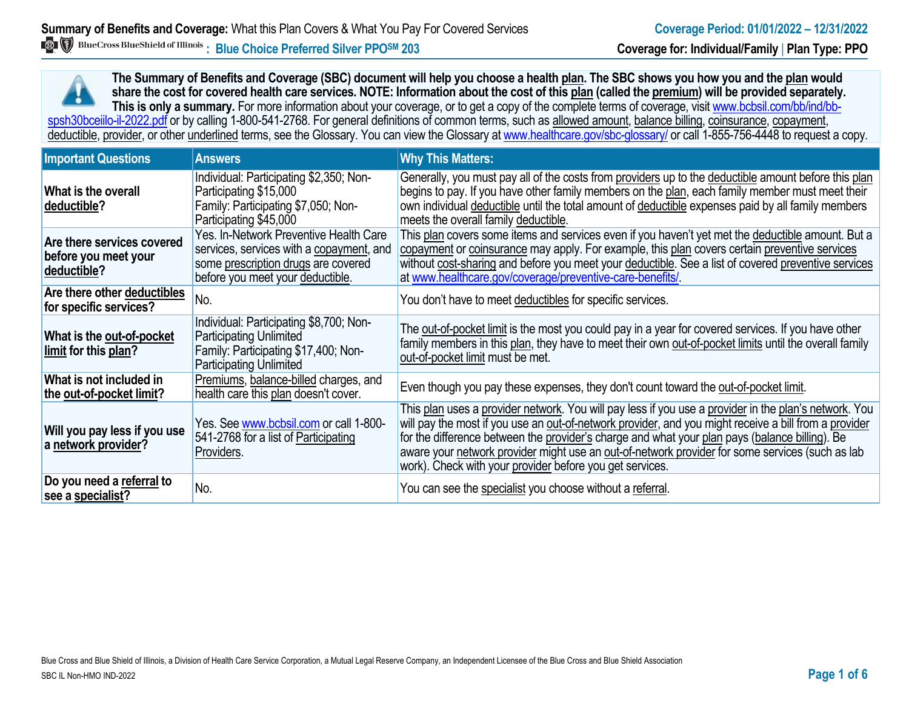**Summary of Benefits and Coverage:** What this Plan Covers & What You Pay For Covered Services

**Coverage Period: 01/01/2022 – 12/31/2022**

BlueCross BlueShield of Illinois **: Blue Choice Preferred Silver PPO℠ 203**

**Coverage for: Individual/Family | Plan Type: PPO**

**The Summary of Benefits and Coverage (SBC) document will help you choose a health plan. The SBC shows you how you and the plan would share the cost for covered health care services. NOTE: Information about the cost of this plan (called the premium) will be provided separately. This is only a summary.** For more information about your coverage, or to get a copy of the complete terms of coverage, visit www.bcbsil.com/bb/ind/bb-spsh30bceiilo-il-2022.pdf or by calling 1-800-541-2768. For general definitions of common terms, such as allowed amount, balance billing, coinsurance, copayment, deductible, provider, or other underlined terms, see the Glossary. You can view the Glossary at www.healthcare.gov/sbc-glossary/ or call 1-855-756-4448 to request a copy.

| Important Questions | Answers | Why This Matters: |
|---|---|---|
| **What is the overall deductible?** | Individual: Participating $2,350; Non-Participating $15,000<br>Family: Participating $7,050; Non-Participating $45,000 | Generally, you must pay all of the costs from providers up to the deductible amount before this plan begins to pay. If you have other family members on the plan, each family member must meet their own individual deductible until the total amount of deductible expenses paid by all family members meets the overall family deductible. |
| **Are there services covered before you meet your deductible?** | Yes. In-Network Preventive Health Care services, services with a copayment, and some prescription drugs are covered before you meet your deductible. | This plan covers some items and services even if you haven't yet met the deductible amount. But a copayment or coinsurance may apply. For example, this plan covers certain preventive services without cost-sharing and before you meet your deductible. See a list of covered preventive services at www.healthcare.gov/coverage/preventive-care-benefits/. |
| **Are there other deductibles for specific services?** | No. | You don't have to meet deductibles for specific services. |
| **What is the out-of-pocket limit for this plan?** | Individual: Participating $8,700; Non-Participating Unlimited<br>Family: Participating $17,400; Non-Participating Unlimited | The out-of-pocket limit is the most you could pay in a year for covered services. If you have other family members in this plan, they have to meet their own out-of-pocket limits until the overall family out-of-pocket limit must be met. |
| **What is not included in the out-of-pocket limit?** | Premiums, balance-billed charges, and health care this plan doesn't cover. | Even though you pay these expenses, they don't count toward the out-of-pocket limit. |
| **Will you pay less if you use a network provider?** | Yes. See www.bcbsil.com or call 1-800-541-2768 for a list of Participating Providers. | This plan uses a provider network. You will pay less if you use a provider in the plan's network. You will pay the most if you use an out-of-network provider, and you might receive a bill from a provider for the difference between the provider's charge and what your plan pays (balance billing). Be aware your network provider might use an out-of-network provider for some services (such as lab work). Check with your provider before you get services. |
| **Do you need a referral to see a specialist?** | No. | You can see the specialist you choose without a referral. |

Blue Cross and Blue Shield of Illinois, a Division of Health Care Service Corporation, a Mutual Legal Reserve Company, an Independent Licensee of the Blue Cross and Blue Shield Association

SBC IL Non-HMO IND-2022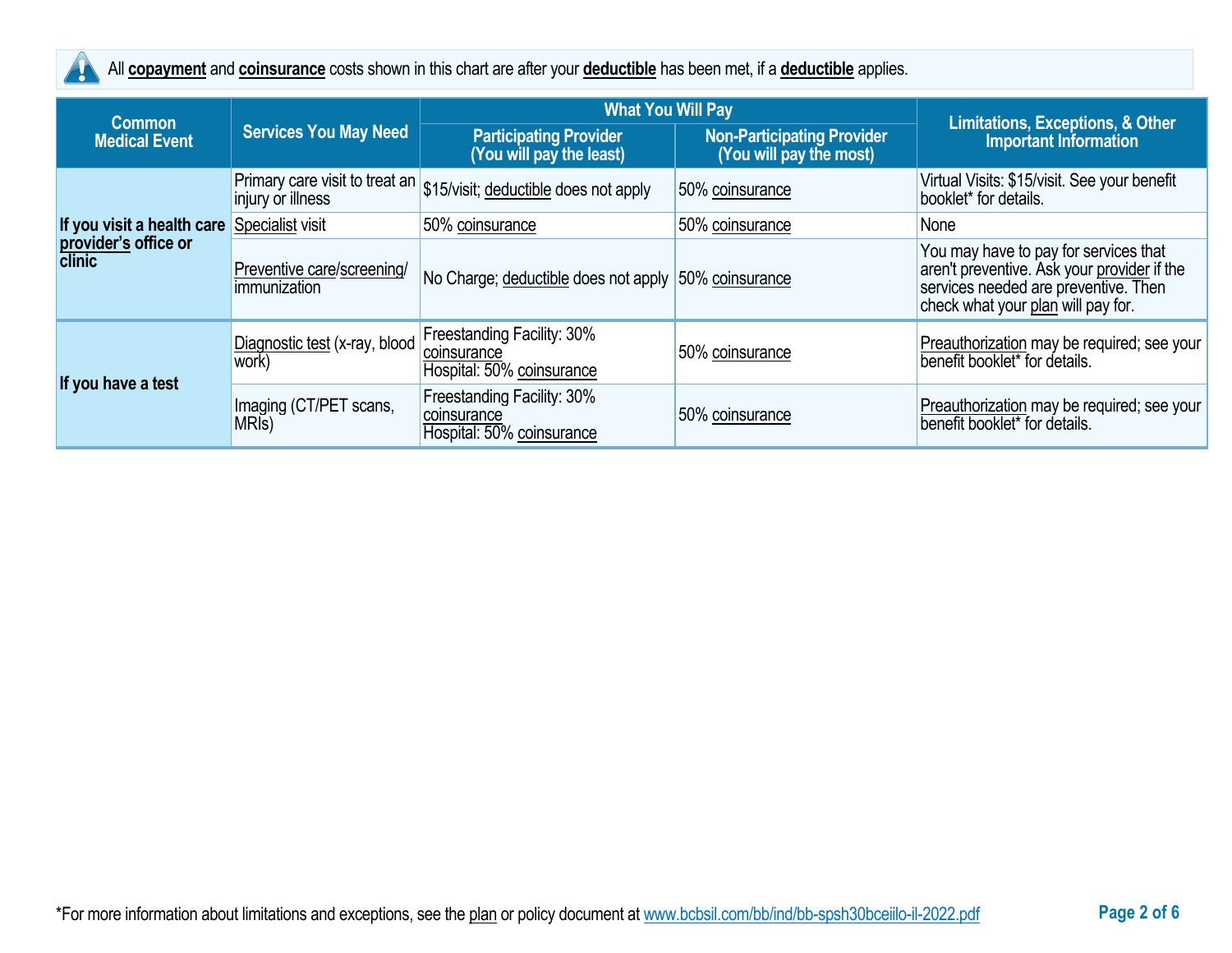All **copayment** and **coinsurance** costs shown in this chart are after your **deductible** has been met, if a **deductible** applies.

| Common Medical Event | Services You May Need | What You Will Pay | | Limitations, Exceptions, & Other Important Information |
|---|---|---|---|---|
| | | Participating Provider (You will pay the least) | Non-Participating Provider (You will pay the most) | |
| **If you visit a health care provider's office or clinic** | Primary care visit to treat an injury or illness | $15/visit; deductible does not apply | 50% coinsurance | Virtual Visits: $15/visit. See your benefit booklet* for details. |
| | Specialist visit | 50% coinsurance | 50% coinsurance | None |
| | Preventive care/screening/ immunization | No Charge; deductible does not apply | 50% coinsurance | You may have to pay for services that aren't preventive. Ask your provider if the services needed are preventive. Then check what your plan will pay for. |
| **If you have a test** | Diagnostic test (x-ray, blood work) | Freestanding Facility: 30% coinsurance<br>Hospital: 50% coinsurance | 50% coinsurance | Preauthorization may be required; see your benefit booklet* for details. |
| | Imaging (CT/PET scans, MRIs) | Freestanding Facility: 30% coinsurance<br>Hospital: 50% coinsurance | 50% coinsurance | Preauthorization may be required; see your benefit booklet* for details. |

*For more information about limitations and exceptions, see the plan or policy document at www.bcbsil.com/bb/ind/bb-spsh30bceiilo-il-2022.pdf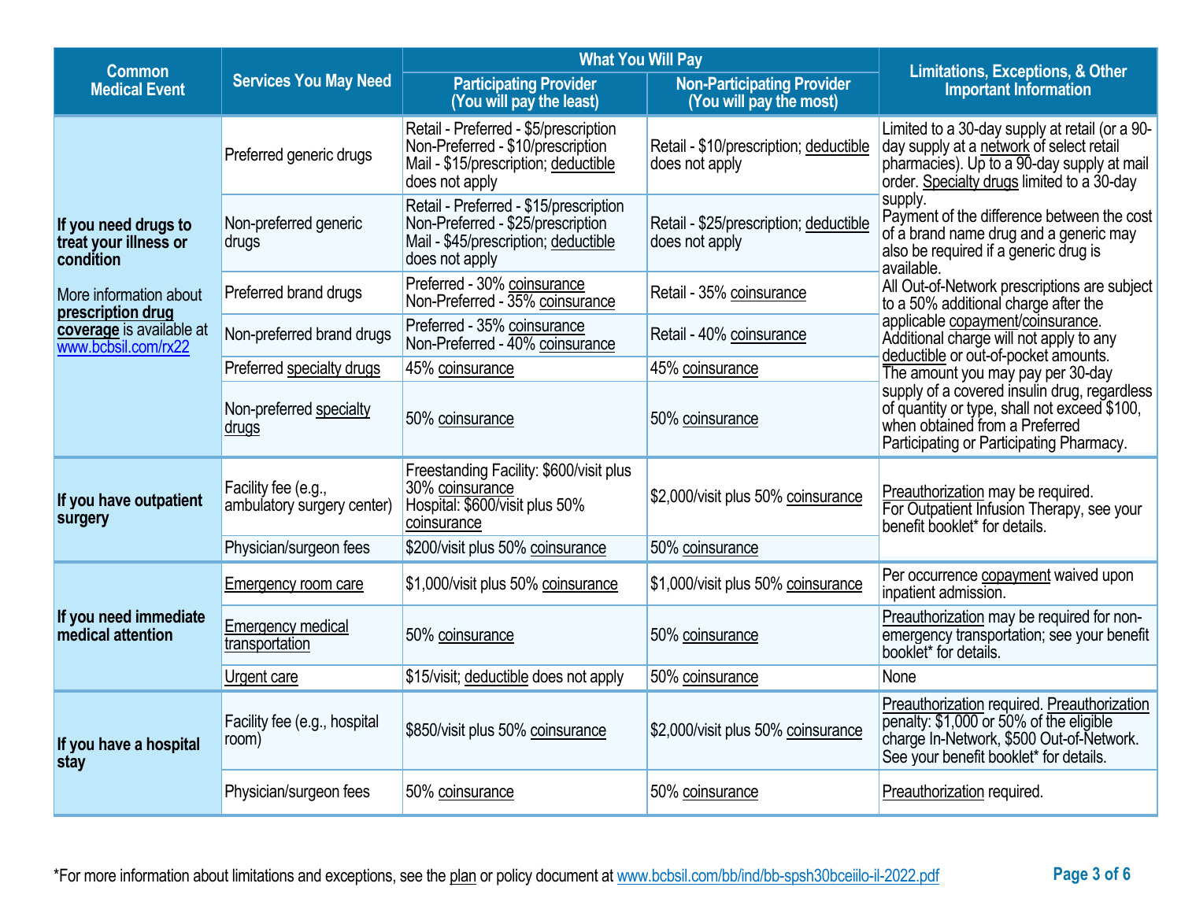| Common Medical Event | Services You May Need | What You Will Pay | | Limitations, Exceptions, & Other Important Information |
|---|---|---|---|---|
| | | Participating Provider (You will pay the least) | Non-Participating Provider (You will pay the most) | |
| **If you need drugs to treat your illness or condition** More information about **prescription drug coverage** is available at www.bcbsil.com/rx22 | Preferred generic drugs | Retail - Preferred - $5/prescription Non-Preferred - $10/prescription Mail - $15/prescription; deductible does not apply | Retail - $10/prescription; deductible does not apply | Limited to a 30-day supply at retail (or a 90-day supply at a network of select retail pharmacies). Up to a 90-day supply at mail order. Specialty drugs limited to a 30-day supply. Payment of the difference between the cost of a brand name drug and a generic may also be required if a generic drug is available. All Out-of-Network prescriptions are subject to a 50% additional charge after the applicable copayment/coinsurance. Additional charge will not apply to any deductible or out-of-pocket amounts. The amount you may pay per 30-day supply of a covered insulin drug, regardless of quantity or type, shall not exceed $100, when obtained from a Preferred Participating or Participating Pharmacy. |
| | Non-preferred generic drugs | Retail - Preferred - $15/prescription Non-Preferred - $25/prescription Mail - $45/prescription; deductible does not apply | Retail - $25/prescription; deductible does not apply | |
| | Preferred brand drugs | Preferred - 30% coinsurance Non-Preferred - 35% coinsurance | Retail - 35% coinsurance | |
| | Non-preferred brand drugs | Preferred - 35% coinsurance Non-Preferred - 40% coinsurance | Retail - 40% coinsurance | |
| | Preferred specialty drugs | 45% coinsurance | 45% coinsurance | |
| | Non-preferred specialty drugs | 50% coinsurance | 50% coinsurance | |
| **If you have outpatient surgery** | Facility fee (e.g., ambulatory surgery center) | Freestanding Facility: $600/visit plus 30% coinsurance Hospital: $600/visit plus 50% coinsurance | $2,000/visit plus 50% coinsurance | Preauthorization may be required. For Outpatient Infusion Therapy, see your benefit booklet* for details. |
| | Physician/surgeon fees | $200/visit plus 50% coinsurance | 50% coinsurance | |
| **If you need immediate medical attention** | Emergency room care | $1,000/visit plus 50% coinsurance | $1,000/visit plus 50% coinsurance | Per occurrence copayment waived upon inpatient admission. |
| | Emergency medical transportation | 50% coinsurance | 50% coinsurance | Preauthorization may be required for non-emergency transportation; see your benefit booklet* for details. |
| | Urgent care | $15/visit; deductible does not apply | 50% coinsurance | None |
| **If you have a hospital stay** | Facility fee (e.g., hospital room) | $850/visit plus 50% coinsurance | $2,000/visit plus 50% coinsurance | Preauthorization required. Preauthorization penalty: $1,000 or 50% of the eligible charge In-Network, $500 Out-of-Network. See your benefit booklet* for details. |
| | Physician/surgeon fees | 50% coinsurance | 50% coinsurance | Preauthorization required. |

*For more information about limitations and exceptions, see the plan or policy document at www.bcbsil.com/bb/ind/bb-spsh30bceiilo-il-2022.pdf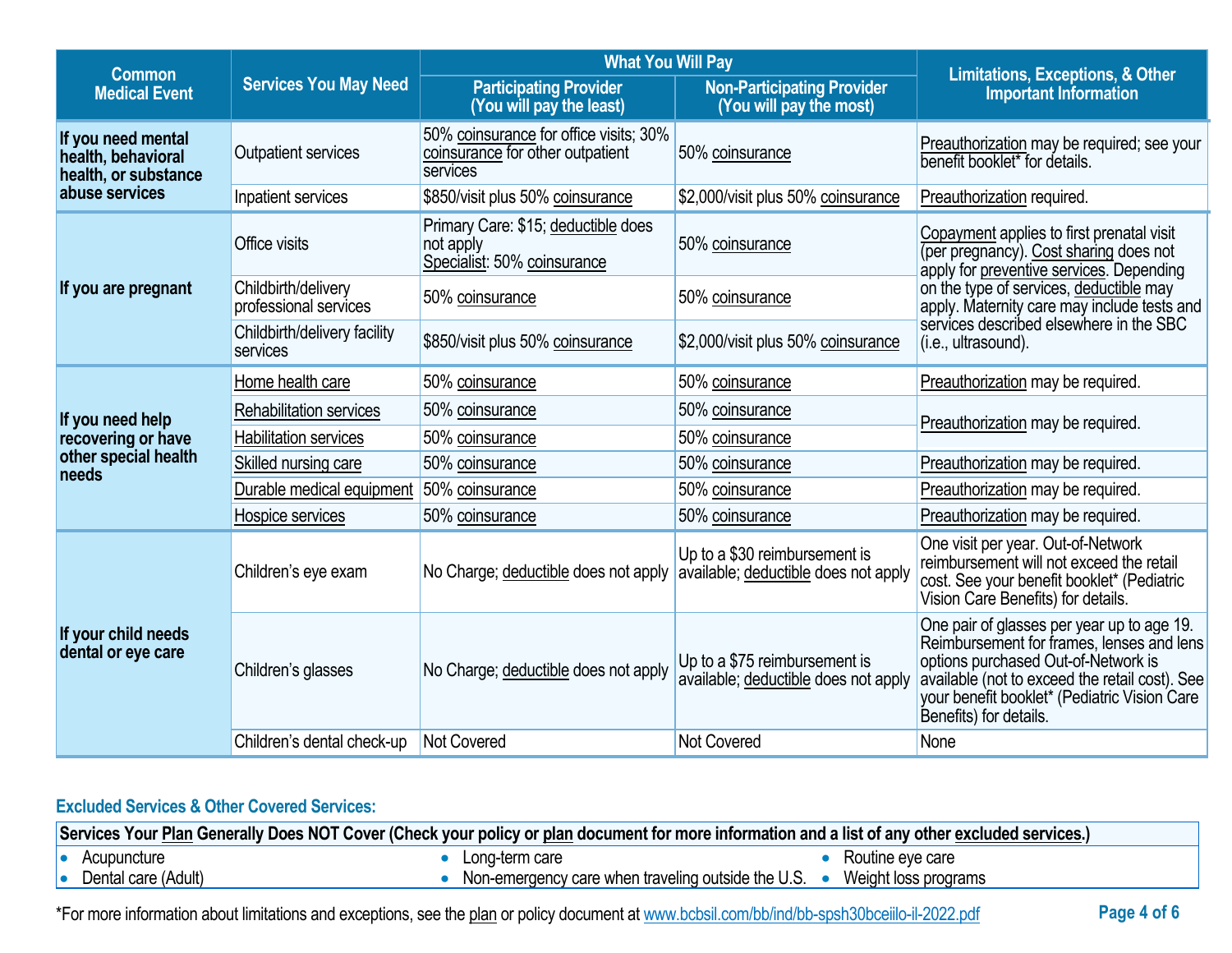| Common Medical Event | Services You May Need | What You Will Pay | | Limitations, Exceptions, & Other Important Information |
|---|---|---|---|---|
| | | Participating Provider (You will pay the least) | Non-Participating Provider (You will pay the most) | |
| If you need mental health, behavioral health, or substance abuse services | Outpatient services | 50% coinsurance for office visits; 30% coinsurance for other outpatient services | 50% coinsurance | Preauthorization may be required; see your benefit booklet* for details. |
| | Inpatient services | $850/visit plus 50% coinsurance | $2,000/visit plus 50% coinsurance | Preauthorization required. |
| If you are pregnant | Office visits | Primary Care: $15; deductible does not apply<br>Specialist: 50% coinsurance | 50% coinsurance | Copayment applies to first prenatal visit (per pregnancy). Cost sharing does not apply for preventive services. Depending on the type of services, deductible may apply. Maternity care may include tests and services described elsewhere in the SBC (i.e., ultrasound). |
| | Childbirth/delivery professional services | 50% coinsurance | 50% coinsurance | |
| | Childbirth/delivery facility services | $850/visit plus 50% coinsurance | $2,000/visit plus 50% coinsurance | |
| If you need help recovering or have other special health needs | Home health care | 50% coinsurance | 50% coinsurance | Preauthorization may be required. |
| | Rehabilitation services | 50% coinsurance | 50% coinsurance | Preauthorization may be required. |
| | Habilitation services | 50% coinsurance | 50% coinsurance | |
| | Skilled nursing care | 50% coinsurance | 50% coinsurance | Preauthorization may be required. |
| | Durable medical equipment | 50% coinsurance | 50% coinsurance | Preauthorization may be required. |
| | Hospice services | 50% coinsurance | 50% coinsurance | Preauthorization may be required. |
| If your child needs dental or eye care | Children's eye exam | No Charge; deductible does not apply | Up to a $30 reimbursement is available; deductible does not apply | One visit per year. Out-of-Network reimbursement will not exceed the retail cost. See your benefit booklet* (Pediatric Vision Care Benefits) for details. |
| | Children's glasses | No Charge; deductible does not apply | Up to a $75 reimbursement is available; deductible does not apply | One pair of glasses per year up to age 19. Reimbursement for frames, lenses and lens options purchased Out-of-Network is available (not to exceed the retail cost). See your benefit booklet* (Pediatric Vision Care Benefits) for details. |
| | Children's dental check-up | Not Covered | Not Covered | None |

### Excluded Services & Other Covered Services:

**Services Your Plan Generally Does NOT Cover (Check your policy or plan document for more information and a list of any other excluded services.)**

- Acupuncture
- Dental care (Adult)
- Long-term care
- Non-emergency care when traveling outside the U.S.
- Routine eye care
- Weight loss programs

*For more information about limitations and exceptions, see the plan or policy document at www.bcbsil.com/bb/ind/bb-spsh30bceiilo-il-2022.pdf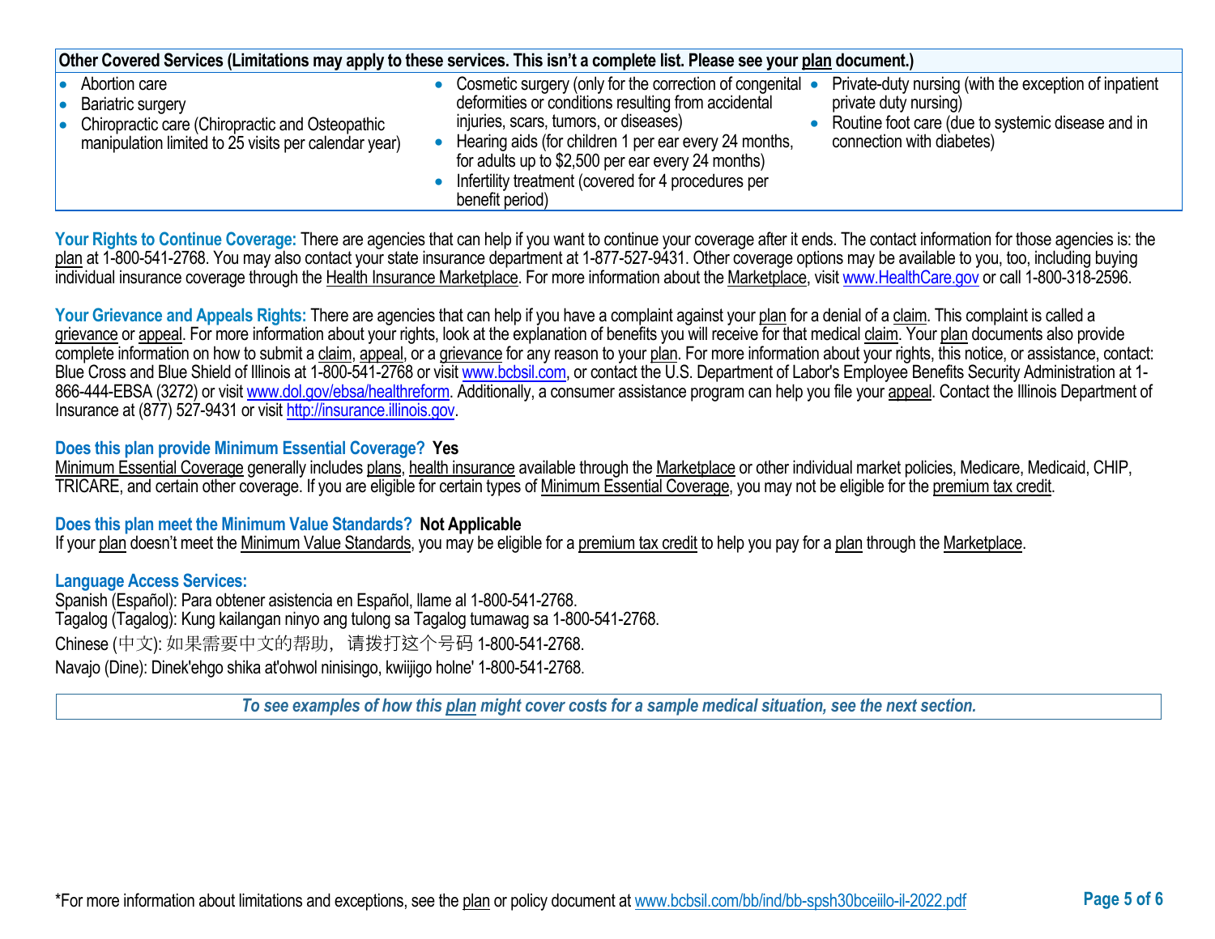| Other Covered Services (Limitations may apply to these services. This isn't a complete list. Please see your plan document.) | | |
|---|---|---|
| • Abortion care<br>• Bariatric surgery<br>• Chiropractic care (Chiropractic and Osteopathic manipulation limited to 25 visits per calendar year) | • Cosmetic surgery (only for the correction of congenital deformities or conditions resulting from accidental injuries, scars, tumors, or diseases)<br>• Hearing aids (for children 1 per ear every 24 months, for adults up to $2,500 per ear every 24 months)<br>• Infertility treatment (covered for 4 procedures per benefit period) | • Private-duty nursing (with the exception of inpatient private duty nursing)<br>• Routine foot care (due to systemic disease and in connection with diabetes) |

**Your Rights to Continue Coverage:** There are agencies that can help if you want to continue your coverage after it ends. The contact information for those agencies is: the plan at 1-800-541-2768. You may also contact your state insurance department at 1-877-527-9431. Other coverage options may be available to you, too, including buying individual insurance coverage through the Health Insurance Marketplace. For more information about the Marketplace, visit www.HealthCare.gov or call 1-800-318-2596.

**Your Grievance and Appeals Rights:** There are agencies that can help if you have a complaint against your plan for a denial of a claim. This complaint is called a grievance or appeal. For more information about your rights, look at the explanation of benefits you will receive for that medical claim. Your plan documents also provide complete information on how to submit a claim, appeal, or a grievance for any reason to your plan. For more information about your rights, this notice, or assistance, contact: Blue Cross and Blue Shield of Illinois at 1-800-541-2768 or visit www.bcbsil.com, or contact the U.S. Department of Labor's Employee Benefits Security Administration at 1-866-444-EBSA (3272) or visit www.dol.gov/ebsa/healthreform. Additionally, a consumer assistance program can help you file your appeal. Contact the Illinois Department of Insurance at (877) 527-9431 or visit http://insurance.illinois.gov.

**Does this plan provide Minimum Essential Coverage? Yes**

Minimum Essential Coverage generally includes plans, health insurance available through the Marketplace or other individual market policies, Medicare, Medicaid, CHIP, TRICARE, and certain other coverage. If you are eligible for certain types of Minimum Essential Coverage, you may not be eligible for the premium tax credit.

**Does this plan meet the Minimum Value Standards? Not Applicable**

If your plan doesn't meet the Minimum Value Standards, you may be eligible for a premium tax credit to help you pay for a plan through the Marketplace.

**Language Access Services:**

Spanish (Español): Para obtener asistencia en Español, llame al 1-800-541-2768.
Tagalog (Tagalog): Kung kailangan ninyo ang tulong sa Tagalog tumawag sa 1-800-541-2768.
Chinese (中文): 如果需要中文的帮助，请拨打这个号码 1-800-541-2768.
Navajo (Dine): Dinek'ehgo shika at'ohwol ninisingo, kwiijigo holne' 1-800-541-2768.

*To see examples of how this plan might cover costs for a sample medical situation, see the next section.*

*For more information about limitations and exceptions, see the plan or policy document at www.bcbsil.com/bb/ind/bb-spsh30bceiilo-il-2022.pdf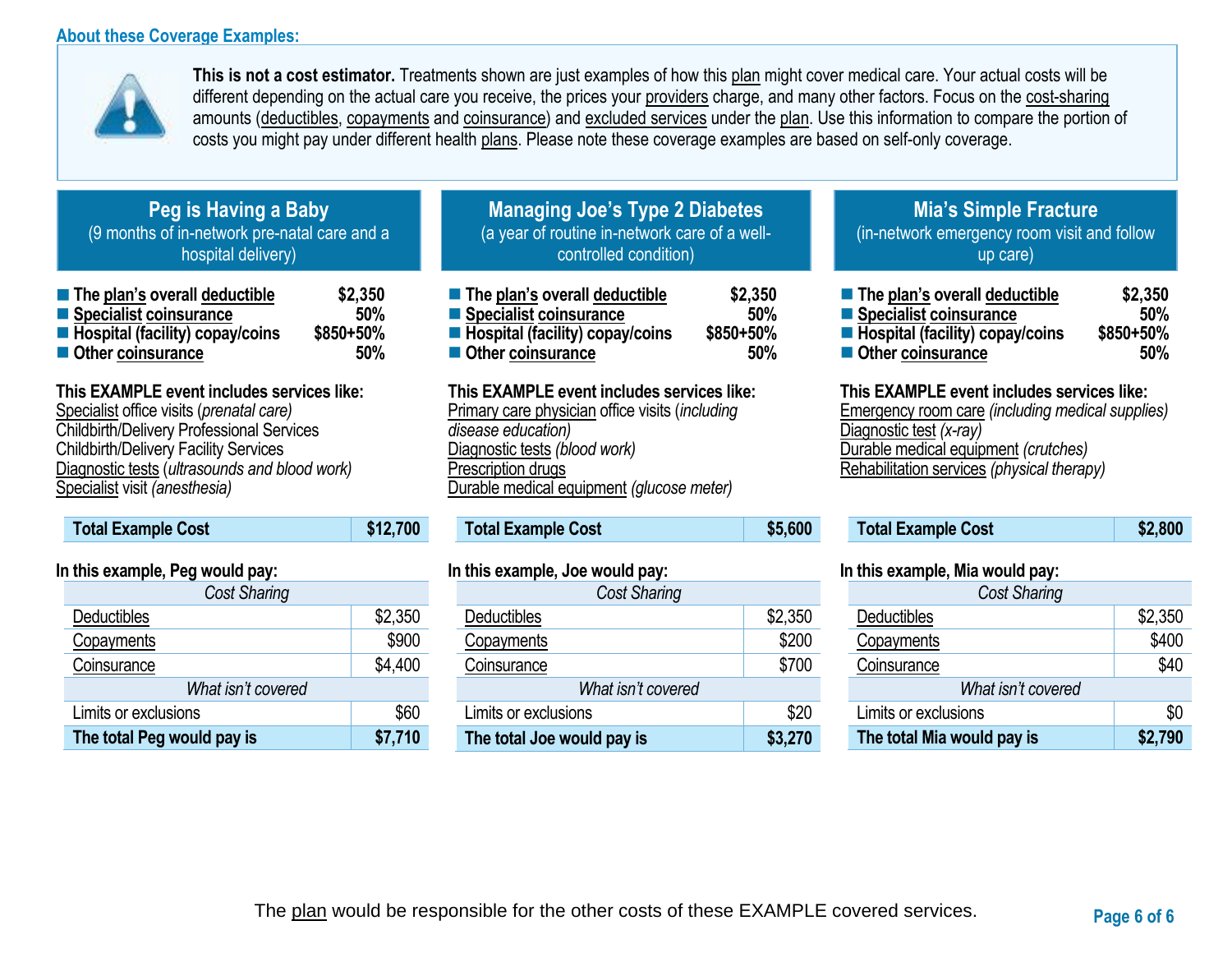## About these Coverage Examples:

**This is not a cost estimator.** Treatments shown are just examples of how this plan might cover medical care. Your actual costs will be different depending on the actual care you receive, the prices your providers charge, and many other factors. Focus on the cost-sharing amounts (deductibles, copayments and coinsurance) and excluded services under the plan. Use this information to compare the portion of costs you might pay under different health plans. Please note these coverage examples are based on self-only coverage.

### Peg is Having a Baby
(9 months of in-network pre-natal care and a hospital delivery)

- **The plan's overall deductible** — **$2,350**
- **Specialist coinsurance** — **50%**
- **Hospital (facility) copay/coins** — **$850+50%**
- **Other coinsurance** — **50%**

**This EXAMPLE event includes services like:**
Specialist office visits (*prenatal care*)
Childbirth/Delivery Professional Services
Childbirth/Delivery Facility Services
Diagnostic tests (*ultrasounds and blood work*)
Specialist visit *(anesthesia)*

| **Total Example Cost** | **$12,700** |
|---|---|

**In this example, Peg would pay:**

| *Cost Sharing* | |
|---|---|
| Deductibles | $2,350 |
| Copayments | $900 |
| Coinsurance | $4,400 |
| *What isn't covered* | |
| Limits or exclusions | $60 |
| **The total Peg would pay is** | **$7,710** |

### Managing Joe's Type 2 Diabetes
(a year of routine in-network care of a well-controlled condition)

- **The plan's overall deductible** — **$2,350**
- **Specialist coinsurance** — **50%**
- **Hospital (facility) copay/coins** — **$850+50%**
- **Other coinsurance** — **50%**

**This EXAMPLE event includes services like:**
Primary care physician office visits (*including disease education)*
Diagnostic tests *(blood work)*
Prescription drugs
Durable medical equipment *(glucose meter)*

| **Total Example Cost** | **$5,600** |
|---|---|

**In this example, Joe would pay:**

| *Cost Sharing* | |
|---|---|
| Deductibles | $2,350 |
| Copayments | $200 |
| Coinsurance | $700 |
| *What isn't covered* | |
| Limits or exclusions | $20 |
| **The total Joe would pay is** | **$3,270** |

### Mia's Simple Fracture
(in-network emergency room visit and follow up care)

- **The plan's overall deductible** — **$2,350**
- **Specialist coinsurance** — **50%**
- **Hospital (facility) copay/coins** — **$850+50%**
- **Other coinsurance** — **50%**

**This EXAMPLE event includes services like:**
Emergency room care *(including medical supplies)*
Diagnostic test *(x-ray)*
Durable medical equipment *(crutches)*
Rehabilitation services *(physical therapy)*

| **Total Example Cost** | **$2,800** |
|---|---|

**In this example, Mia would pay:**

| *Cost Sharing* | |
|---|---|
| Deductibles | $2,350 |
| Copayments | $400 |
| Coinsurance | $40 |
| *What isn't covered* | |
| Limits or exclusions | $0 |
| **The total Mia would pay is** | **$2,790** |

The plan would be responsible for the other costs of these EXAMPLE covered services.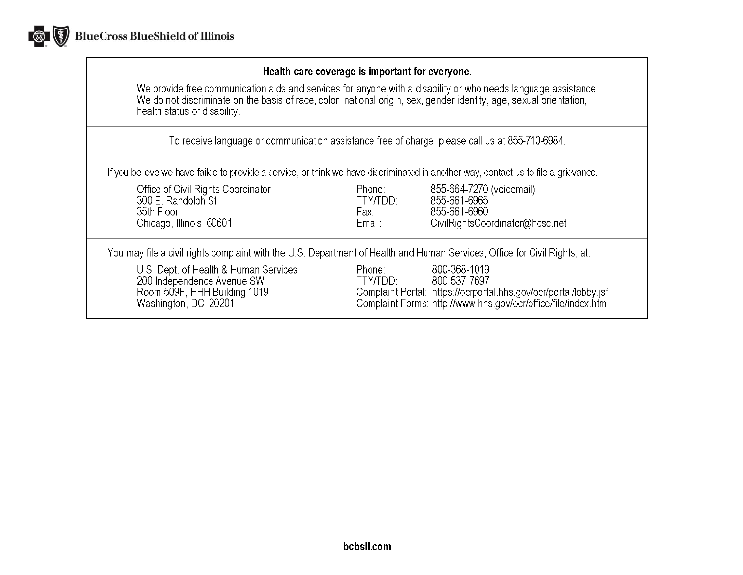BlueCross BlueShield of Illinois

**Health care coverage is important for everyone.**

We provide free communication aids and services for anyone with a disability or who needs language assistance. We do not discriminate on the basis of race, color, national origin, sex, gender identity, age, sexual orientation, health status or disability.

To receive language or communication assistance free of charge, please call us at 855-710-6984.

If you believe we have failed to provide a service, or think we have discriminated in another way, contact us to file a grievance.

Office of Civil Rights Coordinator
300 E. Randolph St.
35th Floor
Chicago, Illinois 60601

Phone: 855-664-7270 (voicemail)
TTY/TDD: 855-661-6965
Fax: 855-661-6960
Email: CivilRightsCoordinator@hcsc.net

You may file a civil rights complaint with the U.S. Department of Health and Human Services, Office for Civil Rights, at:

U.S. Dept. of Health & Human Services
200 Independence Avenue SW
Room 509F, HHH Building 1019
Washington, DC 20201

Phone: 800-368-1019
TTY/TDD: 800-537-7697
Complaint Portal: https://ocrportal.hhs.gov/ocr/portal/lobby.jsf
Complaint Forms: http://www.hhs.gov/ocr/office/file/index.html

bcbsil.com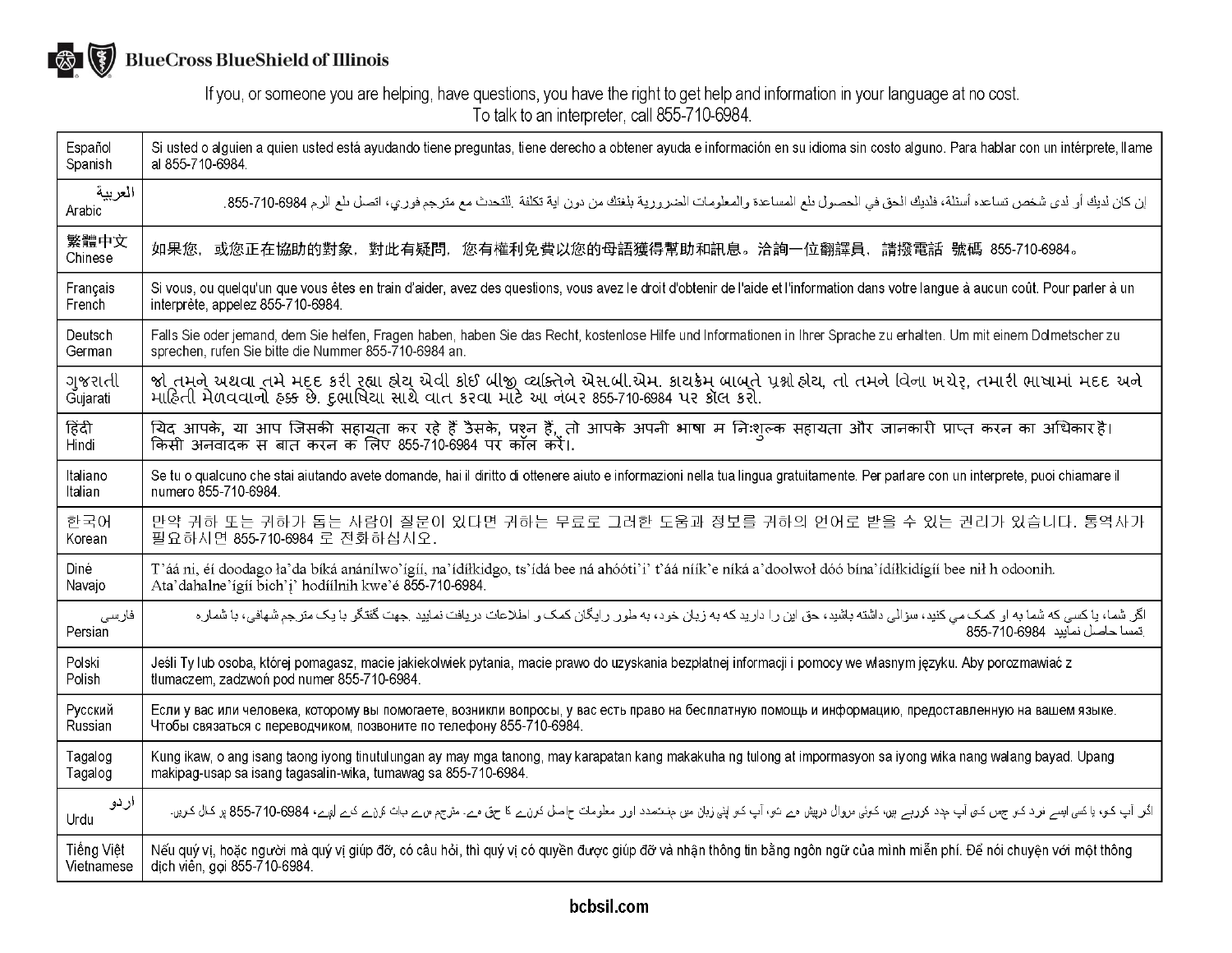BlueCross BlueShield of Illinois

If you, or someone you are helping, have questions, you have the right to get help and information in your language at no cost. To talk to an interpreter, call 855-710-6984.

| | |
|---|---|
| Español Spanish | Si usted o alguien a quien usted está ayudando tiene preguntas, tiene derecho a obtener ayuda e información en su idioma sin costo alguno. Para hablar con un intérprete, llame al 855-710-6984. |
| العربية Arabic | إن كان لديك أو لدى شخص تساعده أسئلة، فلديك الحق في الحصول على المساعدة والمعلومات الضرورية بلغتك من دون اية تكلفة .للتحدث مع مترجم فوري، اتصل على الرقم 855-710-6984. |
| 繁體中文 Chinese | 如果您，或您正在協助的對象，對此有疑問，您有權利免費以您的母語獲得幫助和訊息。洽詢一位翻譯員，請撥電話 號碼 855-710-6984。 |
| Français French | Si vous, ou quelqu'un que vous êtes en train d'aider, avez des questions, vous avez le droit d'obtenir de l'aide et l'information dans votre langue à aucun coût. Pour parler à un interprète, appelez 855-710-6984. |
| Deutsch German | Falls Sie oder jemand, dem Sie helfen, Fragen haben, haben Sie das Recht, kostenlose Hilfe und Informationen in Ihrer Sprache zu erhalten. Um mit einem Dolmetscher zu sprechen, rufen Sie bitte die Nummer 855-710-6984 an. |
| ગુજરાતી Gujarati | જો તમને અથવા તમે મદદ કરી રહ્યા હોય એવી કોઈ બીજી વ્યક્તિને એસ.બી.એમ. કાયક્રમ બાબતે પ્રશ્નો હોય, તો તમને વિના ખર્ચે, તમારી ભાષામાં મદદ અને માહિતી મેળવવાનો હક્ક છે. દુભાષિયા સાથે વાત કરવા માટે આ નંબર 855-710-6984 પર કૉલ કરો. |
| हिंदी Hindi | यदि आपके, या आप जिसकी सहायता कर रहे हैं उसके, प्रश्न हैं, तो आपके अपनी भाषा म निःशुल्क सहायता और जानकारी प्राप्त करन का अधिकार है। किसी अनवादक स बात करन क लिए 855-710-6984 पर कॉल करें। |
| Italiano Italian | Se tu o qualcuno che stai aiutando avete domande, hai il diritto di ottenere aiuto e informazioni nella tua lingua gratuitamente. Per parlare con un interprete, puoi chiamare il numero 855-710-6984. |
| 한국어 Korean | 만약 귀하 또는 귀하가 돕는 사람이 질문이 있다면 귀하는 무료로 그러한 도움과 정보를 귀하의 언어로 받을 수 있는 권리가 있습니다. 통역사가 필요하시면 855-710-6984 로 전화하십시오. |
| Diné Navajo | T'áá ni, éí doodago ła'da bíká anánílwo'ígíí, na'ídíłkidgo, ts'ídá bee ná ahóóti'i' t'áá níík'e níká a'doolwoł dóó bína'ídíłkidígíí bee níł h odoonih. Ata'dahalne'ígíí bich'į' hodíílnih kwe'é 855-710-6984. |
| فارسی Persian | اگر شما، یا کسی که شما به او کمک می کنید، سؤالی داشته باشید، حق این را دارید که به زبان خود، به طور رایگان کمک و اطلاعات دریافت نمایید. جهت گفتگو با یک مترجم شفاهی، با شماره 855-710-6984 تمسا حاصل نمایید. |
| Polski Polish | Jeśli Ty lub osoba, której pomagasz, macie jakiekolwiek pytania, macie prawo do uzyskania bezpłatnej informacji i pomocy we własnym języku. Aby porozmawiać z tłumaczem, zadzwoń pod numer 855-710-6984. |
| Русский Russian | Если у вас или человека, которому вы помогаете, возникли вопросы, у вас есть право на бесплатную помощь и информацию, предоставленную на вашем языке. Чтобы связаться с переводчиком, позвоните по телефону 855-710-6984. |
| Tagalog Tagalog | Kung ikaw, o ang isang taong iyong tinutulungan ay may mga tanong, may karapatan kang makakuha ng tulong at impormasyon sa iyong wika nang walang bayad. Upang makipag-usap sa isang tagasalin-wika, tumawag sa 855-710-6984. |
| اردو Urdu | اگر آپ کو، یا کسی ایسے فرد کو جس کی آپ مدد کررہے ہیں، کوئی سوال درپیش ہے تو، آپ کو اپنی زبان میں مفت مدد اور معلومات حاصل کرنے کا حق ہے۔ مترجم سے بات کرنے کے لیے، 855-710-6984 پر کال کریں۔ |
| Tiếng Việt Vietnamese | Nếu quý vị, hoặc người mà quý vị giúp đỡ, có câu hỏi, thì quý vị có quyền được giúp đỡ và nhận thông tin bằng ngôn ngữ của mình miễn phí. Để nói chuyện với một thông dịch viên, gọi 855-710-6984. |

bcbsil.com